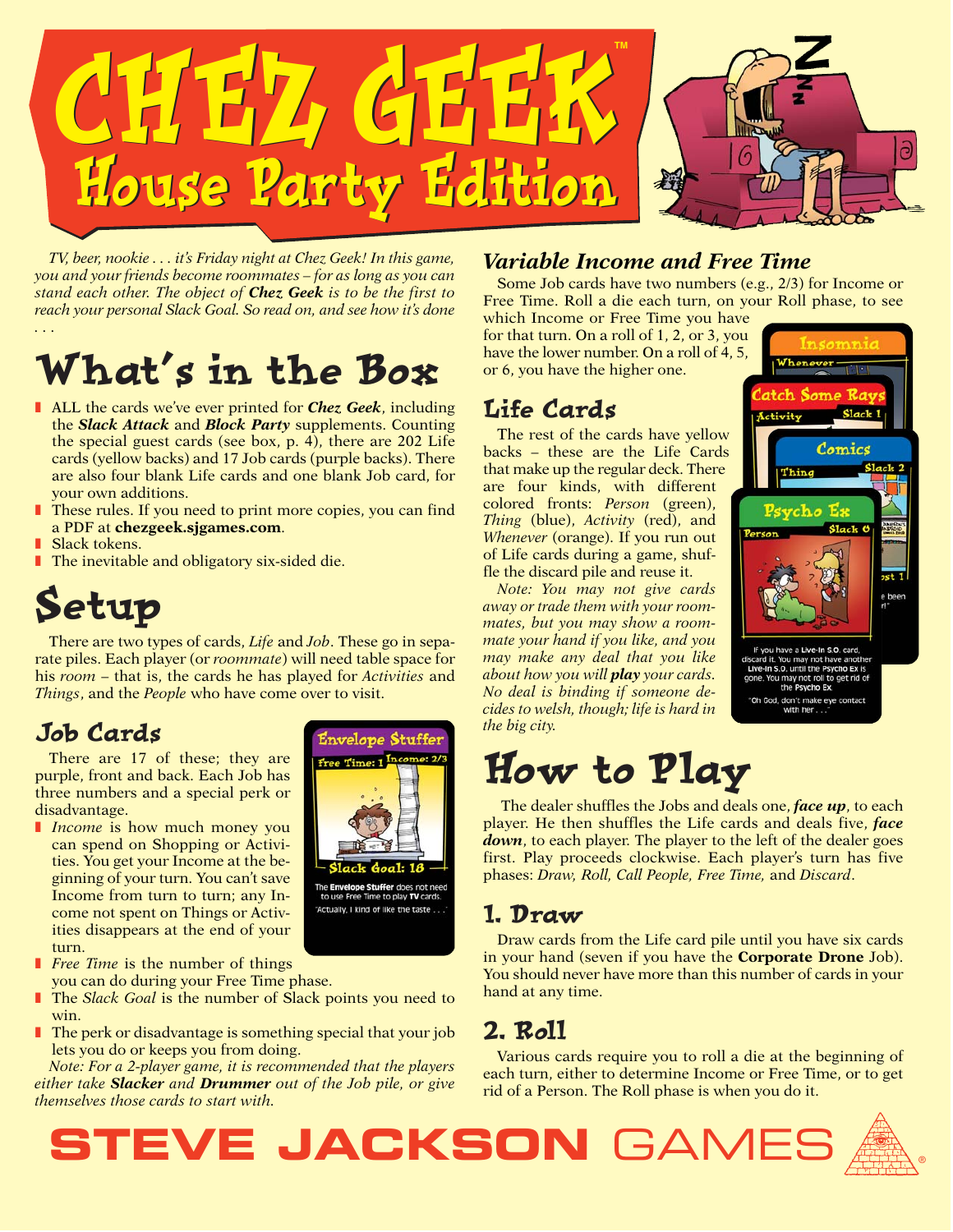# CHEZ GEEK™
## House Party Edition

*TV, beer, nookie . . . it's Friday night at Chez Geek! In this game, you and your friends become roommates – for as long as you can stand each other. The object of **Chez Geek** is to be the first to reach your personal Slack Goal. So read on, and see how it's done . . .*

## What's in the Box

- ALL the cards we've ever printed for ***Chez Geek***, including the ***Slack Attack*** and ***Block Party*** supplements. Counting the special guest cards (see box, p. 4), there are 202 Life cards (yellow backs) and 17 Job cards (purple backs). There are also four blank Life cards and one blank Job card, for your own additions.
- These rules. If you need to print more copies, you can find a PDF at **chezgeek.sjgames.com**.
- Slack tokens.
- The inevitable and obligatory six-sided die.

## Setup

There are two types of cards, *Life* and *Job*. These go in separate piles. Each player (or *roommate*) will need table space for his *room* – that is, the cards he has played for *Activities* and *Things*, and the *People* who have come over to visit.

### Job Cards

There are 17 of these; they are purple, front and back. Each Job has three numbers and a special perk or disadvantage.

- *Income* is how much money you can spend on Shopping or Activities. You get your Income at the beginning of your turn. You can't save Income from turn to turn; any Income not spent on Things or Activities disappears at the end of your turn.
- *Free Time* is the number of things you can do during your Free Time phase.
- The *Slack Goal* is the number of Slack points you need to win.
- The perk or disadvantage is something special that your job lets you do or keeps you from doing.

*Note: For a 2-player game, it is recommended that the players either take **Slacker** and **Drummer** out of the Job pile, or give themselves those cards to start with.*

Envelope Stuffer
Free Time: 1 Income: 2/3
Slack Goal: 18
The **Envelope Stuffer** does not need to use Free Time to play **TV** cards.
"Actually, I kind of like the taste . . ."

### Variable Income and Free Time

Some Job cards have two numbers (e.g., 2/3) for Income or Free Time. Roll a die each turn, on your Roll phase, to see which Income or Free Time you have for that turn. On a roll of 1, 2, or 3, you have the lower number. On a roll of 4, 5, or 6, you have the higher one.

### Life Cards

The rest of the cards have yellow backs – these are the Life Cards that make up the regular deck. There are four kinds, with different colored fronts: *Person* (green), *Thing* (blue), *Activity* (red), and *Whenever* (orange). If you run out of Life cards during a game, shuffle the discard pile and reuse it.

*Note: You may not give cards away or trade them with your roommates, but you may show a roommate your hand if you like, and you may make any deal that you like about how you will **play** your cards. No deal is binding if someone decides to welsh, though; life is hard in the big city.*

Insomnia — Whenever
Catch Some Rays — Activity — Slack 1
Comics — Thing — Slack 2
Psycho Ex — Person — Slack 0
If you have a **Live-In S.O.** card, discard it. You may not have another **Live-In S.O.** until the **Psycho Ex** is gone. You may not roll to get rid of the **Psycho Ex**.
"Oh God, don't make eye contact with her . . ."

## How to Play

The dealer shuffles the Jobs and deals one, ***face up***, to each player. He then shuffles the Life cards and deals five, ***face down***, to each player. The player to the left of the dealer goes first. Play proceeds clockwise. Each player's turn has five phases: *Draw, Roll, Call People, Free Time,* and *Discard*.

### 1. Draw

Draw cards from the Life card pile until you have six cards in your hand (seven if you have the **Corporate Drone** Job). You should never have more than this number of cards in your hand at any time.

### 2. Roll

Various cards require you to roll a die at the beginning of each turn, either to determine Income or Free Time, or to get rid of a Person. The Roll phase is when you do it.

STEVE JACKSON GAMES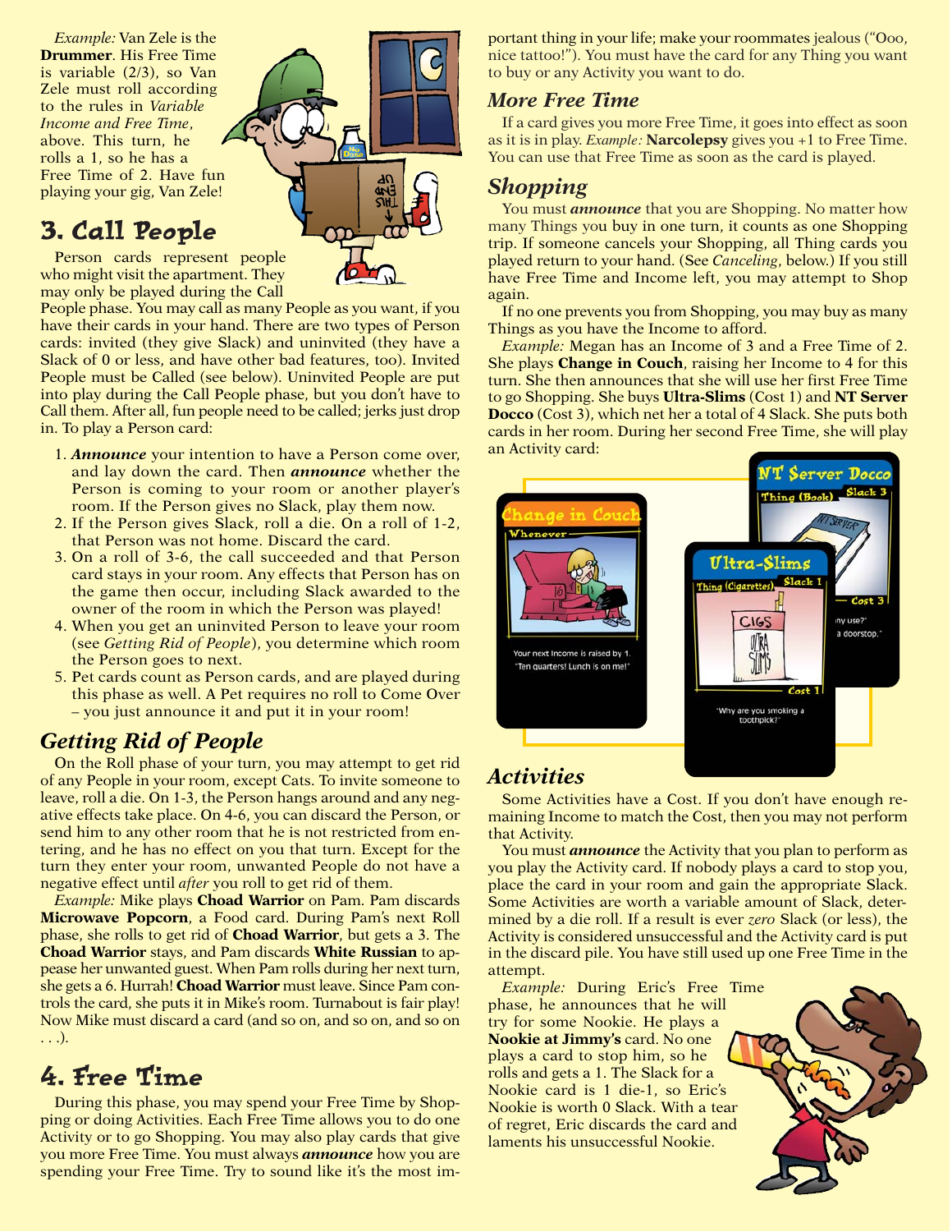*Example:* Van Zele is the **Drummer**. His Free Time is variable (2/3), so Van Zele must roll according to the rules in *Variable Income and Free Time*, above. This turn, he rolls a 1, so he has a Free Time of 2. Have fun playing your gig, Van Zele!

## 3. Call People

Person cards represent people who might visit the apartment. They may only be played during the Call People phase. You may call as many People as you want, if you have their cards in your hand. There are two types of Person cards: invited (they give Slack) and uninvited (they have a Slack of 0 or less, and have other bad features, too). Invited People must be Called (see below). Uninvited People are put into play during the Call People phase, but you don't have to Call them. After all, fun people need to be called; jerks just drop in. To play a Person card:

1. ***Announce*** your intention to have a Person come over, and lay down the card. Then ***announce*** whether the Person is coming to your room or another player's room. If the Person gives no Slack, play them now.
2. If the Person gives Slack, roll a die. On a roll of 1-2, that Person was not home. Discard the card.
3. On a roll of 3-6, the call succeeded and that Person card stays in your room. Any effects that Person has on the game then occur, including Slack awarded to the owner of the room in which the Person was played!
4. When you get an uninvited Person to leave your room (see *Getting Rid of People*), you determine which room the Person goes to next.
5. Pet cards count as Person cards, and are played during this phase as well. A Pet requires no roll to Come Over – you just announce it and put it in your room!

### Getting Rid of People

On the Roll phase of your turn, you may attempt to get rid of any People in your room, except Cats. To invite someone to leave, roll a die. On 1-3, the Person hangs around and any negative effects take place. On 4-6, you can discard the Person, or send him to any other room that he is not restricted from entering, and he has no effect on you that turn. Except for the turn they enter your room, unwanted People do not have a negative effect until *after* you roll to get rid of them.

*Example:* Mike plays **Choad Warrior** on Pam. Pam discards **Microwave Popcorn**, a Food card. During Pam's next Roll phase, she rolls to get rid of **Choad Warrior**, but gets a 3. The **Choad Warrior** stays, and Pam discards **White Russian** to appease her unwanted guest. When Pam rolls during her next turn, she gets a 6. Hurrah! **Choad Warrior** must leave. Since Pam controls the card, she puts it in Mike's room. Turnabout is fair play! Now Mike must discard a card (and so on, and so on, and so on . . .).

## 4. Free Time

During this phase, you may spend your Free Time by Shopping or doing Activities. Each Free Time allows you to do one Activity or to go Shopping. You may also play cards that give you more Free Time. You must always ***announce*** how you are spending your Free Time. Try to sound like it's the most important thing in your life; make your roommates jealous ("Ooo, nice tattoo!"). You must have the card for any Thing you want to buy or any Activity you want to do.

### More Free Time

If a card gives you more Free Time, it goes into effect as soon as it is in play. *Example:* **Narcolepsy** gives you +1 to Free Time. You can use that Free Time as soon as the card is played.

### Shopping

You must ***announce*** that you are Shopping. No matter how many Things you buy in one turn, it counts as one Shopping trip. If someone cancels your Shopping, all Thing cards you played return to your hand. (See *Canceling*, below.) If you still have Free Time and Income left, you may attempt to Shop again.

If no one prevents you from Shopping, you may buy as many Things as you have the Income to afford.

*Example:* Megan has an Income of 3 and a Free Time of 2. She plays **Change in Couch**, raising her Income to 4 for this turn. She then announces that she will use her first Free Time to go Shopping. She buys **Ultra-Slims** (Cost 1) and **NT Server Docco** (Cost 3), which net her a total of 4 Slack. She puts both cards in her room. During her second Free Time, she will play an Activity card:

**Change in Couch** — Whenever — Your next Income is raised by 1. "Ten quarters! Lunch is on me!"

**Ultra-Slims** — Thing (Cigarettes) — Slack 1 — Cost 1 — "Why are you smoking a toothpick?"

**NT Server Docco** — Thing (Book) — Slack 3 — Cost 3 — "...ny use?" "...a doorstop."

### Activities

Some Activities have a Cost. If you don't have enough remaining Income to match the Cost, then you may not perform that Activity.

You must ***announce*** the Activity that you plan to perform as you play the Activity card. If nobody plays a card to stop you, place the card in your room and gain the appropriate Slack. Some Activities are worth a variable amount of Slack, determined by a die roll. If a result is ever *zero* Slack (or less), the Activity is considered unsuccessful and the Activity card is put in the discard pile. You have still used up one Free Time in the attempt.

*Example:* During Eric's Free Time phase, he announces that he will try for some Nookie. He plays a **Nookie at Jimmy's** card. No one plays a card to stop him, so he rolls and gets a 1. The Slack for a Nookie card is 1 die-1, so Eric's Nookie is worth 0 Slack. With a tear of regret, Eric discards the card and laments his unsuccessful Nookie.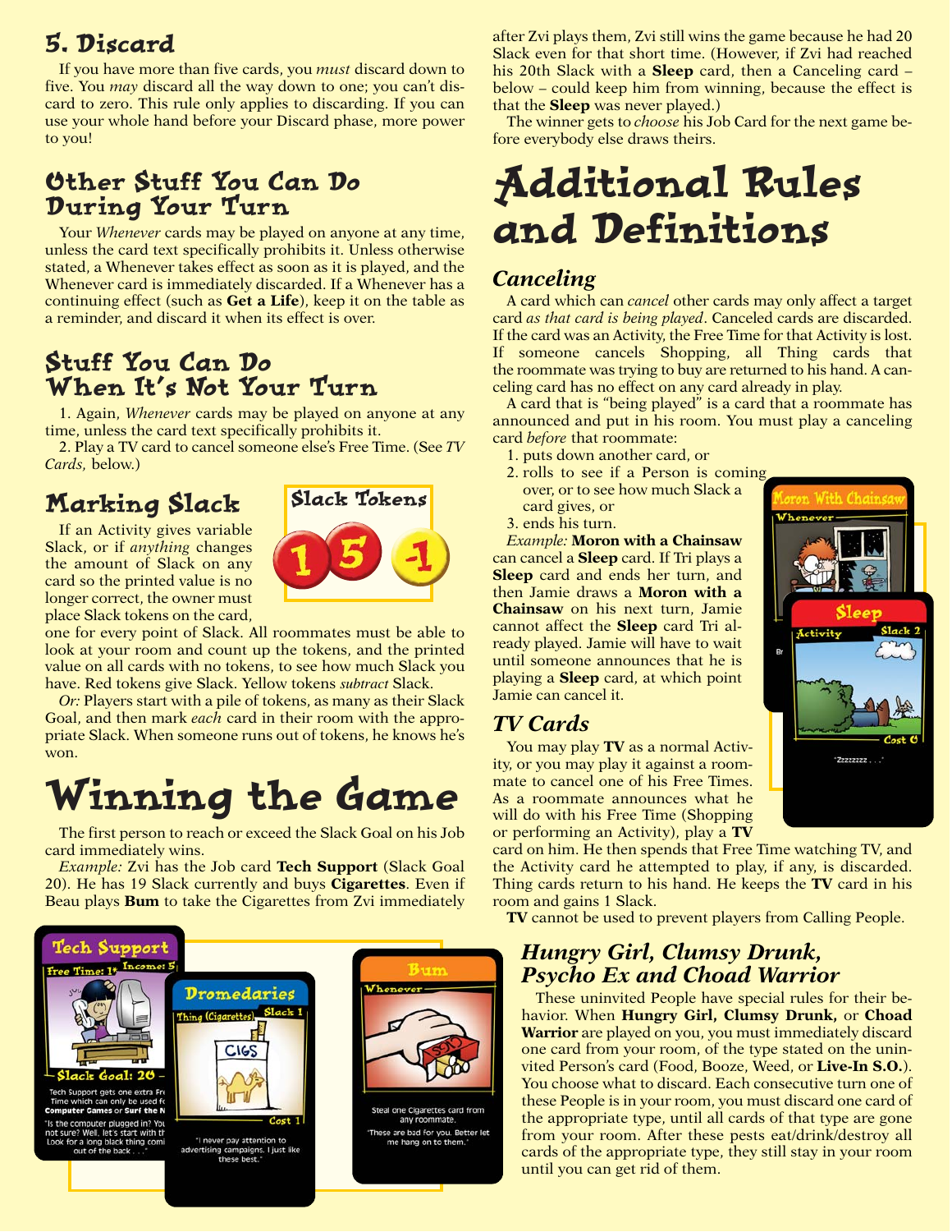## 5. Discard

If you have more than five cards, you *must* discard down to five. You *may* discard all the way down to one; you can't discard to zero. This rule only applies to discarding. If you can use your whole hand before your Discard phase, more power to you!

## Other Stuff You Can Do During Your Turn

Your *Whenever* cards may be played on anyone at any time, unless the card text specifically prohibits it. Unless otherwise stated, a Whenever takes effect as soon as it is played, and the Whenever card is immediately discarded. If a Whenever has a continuing effect (such as **Get a Life**), keep it on the table as a reminder, and discard it when its effect is over.

## Stuff You Can Do When It's Not Your Turn

1. Again, *Whenever* cards may be played on anyone at any time, unless the card text specifically prohibits it.
2. Play a TV card to cancel someone else's Free Time. (See *TV Cards,* below.)

## Marking Slack

If an Activity gives variable Slack, or if *anything* changes the amount of Slack on any card so the printed value is no longer correct, the owner must place Slack tokens on the card, one for every point of Slack. All roommates must be able to look at your room and count up the tokens, and the printed value on all cards with no tokens, to see how much Slack you have. Red tokens give Slack. Yellow tokens *subtract* Slack.

*Or:* Players start with a pile of tokens, as many as their Slack Goal, and then mark *each* card in their room with the appropriate Slack. When someone runs out of tokens, he knows he's won.

# Winning the Game

The first person to reach or exceed the Slack Goal on his Job card immediately wins.

*Example:* Zvi has the Job card **Tech Support** (Slack Goal 20). He has 19 Slack currently and buys **Cigarettes**. Even if Beau plays **Bum** to take the Cigarettes from Zvi immediately after Zvi plays them, Zvi still wins the game because he had 20 Slack even for that short time. (However, if Zvi had reached his 20th Slack with a **Sleep** card, then a Canceling card – below – could keep him from winning, because the effect is that the **Sleep** was never played.)

The winner gets to *choose* his Job Card for the next game before everybody else draws theirs.

# Additional Rules and Definitions

### Canceling

A card which can *cancel* other cards may only affect a target card *as that card is being played*. Canceled cards are discarded. If the card was an Activity, the Free Time for that Activity is lost. If someone cancels Shopping, all Thing cards that the roommate was trying to buy are returned to his hand. A canceling card has no effect on any card already in play.

A card that is "being played" is a card that a roommate has announced and put in his room. You must play a canceling card *before* that roommate:

1. puts down another card, or
2. rolls to see if a Person is coming over, or to see how much Slack a card gives, or
3. ends his turn.

*Example:* **Moron with a Chainsaw** can cancel a **Sleep** card. If Tri plays a **Sleep** card and ends her turn, and then Jamie draws a **Moron with a Chainsaw** on his next turn, Jamie cannot affect the **Sleep** card Tri already played. Jamie will have to wait until someone announces that he is playing a **Sleep** card, at which point Jamie can cancel it.

### TV Cards

You may play **TV** as a normal Activity, or you may play it against a roommate to cancel one of his Free Times. As a roommate announces what he will do with his Free Time (Shopping or performing an Activity), play a **TV** card on him. He then spends that Free Time watching TV, and the Activity card he attempted to play, if any, is discarded. Thing cards return to his hand. He keeps the **TV** card in his room and gains 1 Slack.

**TV** cannot be used to prevent players from Calling People.

### Hungry Girl, Clumsy Drunk, Psycho Ex and Choad Warrior

These uninvited People have special rules for their behavior. When **Hungry Girl, Clumsy Drunk,** or **Choad Warrior** are played on you, you must immediately discard one card from your room, of the type stated on the uninvited Person's card (Food, Booze, Weed, or **Live-In S.O.**). You choose what to discard. Each consecutive turn one of these People is in your room, you must discard one card of the appropriate type, until all cards of that type are gone from your room. After these pests eat/drink/destroy all cards of the appropriate type, they still stay in your room until you can get rid of them.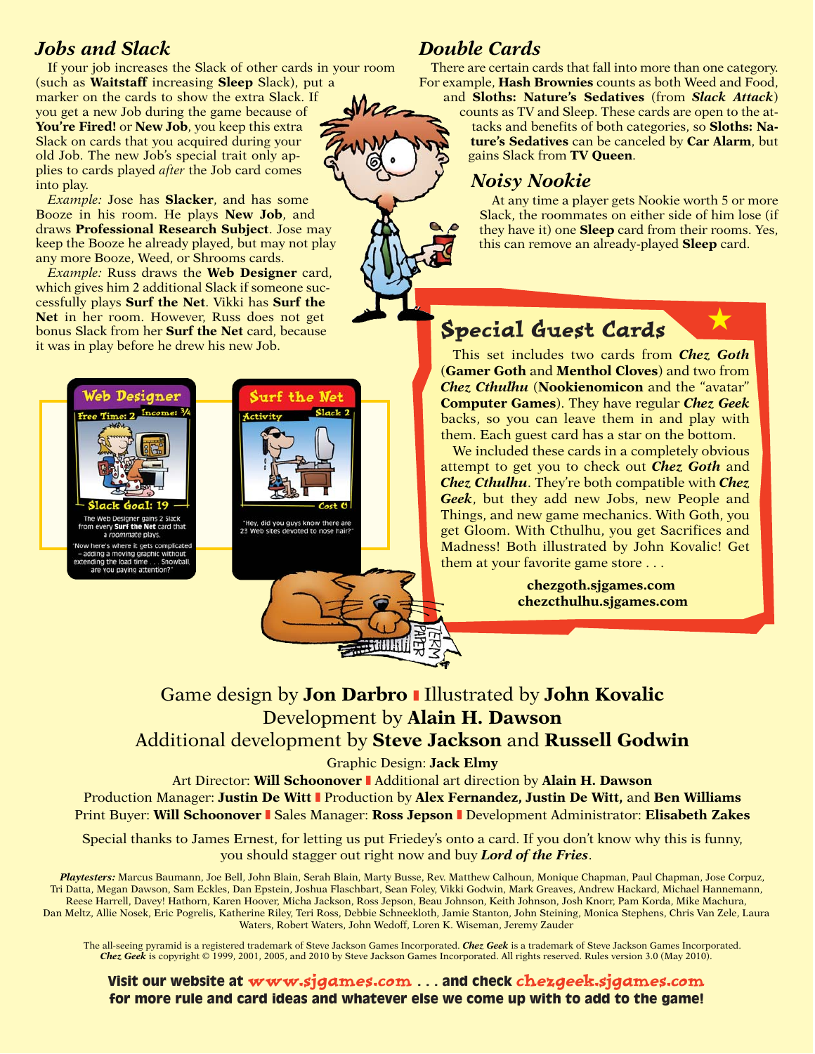## Jobs and Slack

If your job increases the Slack of other cards in your room (such as **Waitstaff** increasing **Sleep** Slack), put a marker on the cards to show the extra Slack. If you get a new Job during the game because of **You're Fired!** or **New Job**, you keep this extra Slack on cards that you acquired during your old Job. The new Job's special trait only applies to cards played *after* the Job card comes into play.

*Example:* Jose has **Slacker**, and has some Booze in his room. He plays **New Job**, and draws **Professional Research Subject**. Jose may keep the Booze he already played, but may not play any more Booze, Weed, or Shrooms cards.

*Example:* Russ draws the **Web Designer** card, which gives him 2 additional Slack if someone successfully plays **Surf the Net**. Vikki has **Surf the Net** in her room. However, Russ does not get bonus Slack from her **Surf the Net** card, because it was in play before he drew his new Job.

Web Designer
Free Time: 2 Income: 3/4
Slack Goal: 19
The Web Designer gains 2 Slack from every **Surf the Net** card that a *roommate* plays.
"Now here's where it gets complicated – adding a moving graphic without extending the load time . . . Snowball, are you paying attention?"

Surf the Net
Activity Slack 2
Cost 0
"Hey, did you guys know there are 23 Web sites devoted to nose hair?"

## Double Cards

There are certain cards that fall into more than one category. For example, **Hash Brownies** counts as both Weed and Food, and **Sloths: Nature's Sedatives** (from ***Slack Attack***) counts as TV and Sleep. These cards are open to the attacks and benefits of both categories, so **Sloths: Nature's Sedatives** can be canceled by **Car Alarm**, but gains Slack from **TV Queen**.

## Noisy Nookie

At any time a player gets Nookie worth 5 or more Slack, the roommates on either side of him lose (if they have it) one **Sleep** card from their rooms. Yes, this can remove an already-played **Sleep** card.

## Special Guest Cards

This set includes two cards from ***Chez Goth*** (**Gamer Goth** and **Menthol Cloves**) and two from ***Chez Cthulhu*** (**Nookienomicon** and the "avatar" **Computer Games**). They have regular ***Chez Geek*** backs, so you can leave them in and play with them. Each guest card has a star on the bottom.

We included these cards in a completely obvious attempt to get you to check out ***Chez Goth*** and ***Chez Cthulhu***. They're both compatible with ***Chez Geek***, but they add new Jobs, new People and Things, and new game mechanics. With Goth, you get Gloom. With Cthulhu, you get Sacrifices and Madness! Both illustrated by John Kovalic! Get them at your favorite game store . . .

**chezgoth.sjgames.com**
**chezcthulhu.sjgames.com**

Game design by **Jon Darbro** | Illustrated by **John Kovalic**
Development by **Alain H. Dawson**
Additional development by **Steve Jackson** and **Russell Godwin**

Graphic Design: **Jack Elmy**
Art Director: **Will Schoonover** | Additional art direction by **Alain H. Dawson**
Production Manager: **Justin De Witt** | Production by **Alex Fernandez, Justin De Witt,** and **Ben Williams**
Print Buyer: **Will Schoonover** | Sales Manager: **Ross Jepson** | Development Administrator: **Elisabeth Zakes**

Special thanks to James Ernest, for letting us put Friedey's onto a card. If you don't know why this is funny, you should stagger out right now and buy ***Lord of the Fries***.

***Playtesters:*** Marcus Baumann, Joe Bell, John Blain, Serah Blain, Marty Busse, Rev. Matthew Calhoun, Monique Chapman, Paul Chapman, Jose Corpuz, Tri Datta, Megan Dawson, Sam Eckles, Dan Epstein, Joshua Flaschbart, Sean Foley, Vikki Godwin, Mark Greaves, Andrew Hackard, Michael Hannemann, Reese Harrell, Davey! Hathorn, Karen Hoover, Micha Jackson, Ross Jepson, Beau Johnson, Keith Johnson, Josh Knorr, Pam Korda, Mike Machura, Dan Meltz, Allie Nosek, Eric Pogrelis, Katherine Riley, Teri Ross, Debbie Schneekloth, Jamie Stanton, John Steining, Monica Stephens, Chris Van Zele, Laura Waters, Robert Waters, John Wedoff, Loren K. Wiseman, Jeremy Zauder

The all-seeing pyramid is a registered trademark of Steve Jackson Games Incorporated. ***Chez Geek*** is a trademark of Steve Jackson Games Incorporated. ***Chez Geek*** is copyright © 1999, 2001, 2005, and 2010 by Steve Jackson Games Incorporated. All rights reserved. Rules version 3.0 (May 2010).

**Visit our website at www.sjgames.com . . . and check chezgeek.sjgames.com for more rule and card ideas and whatever else we come up with to add to the game!**